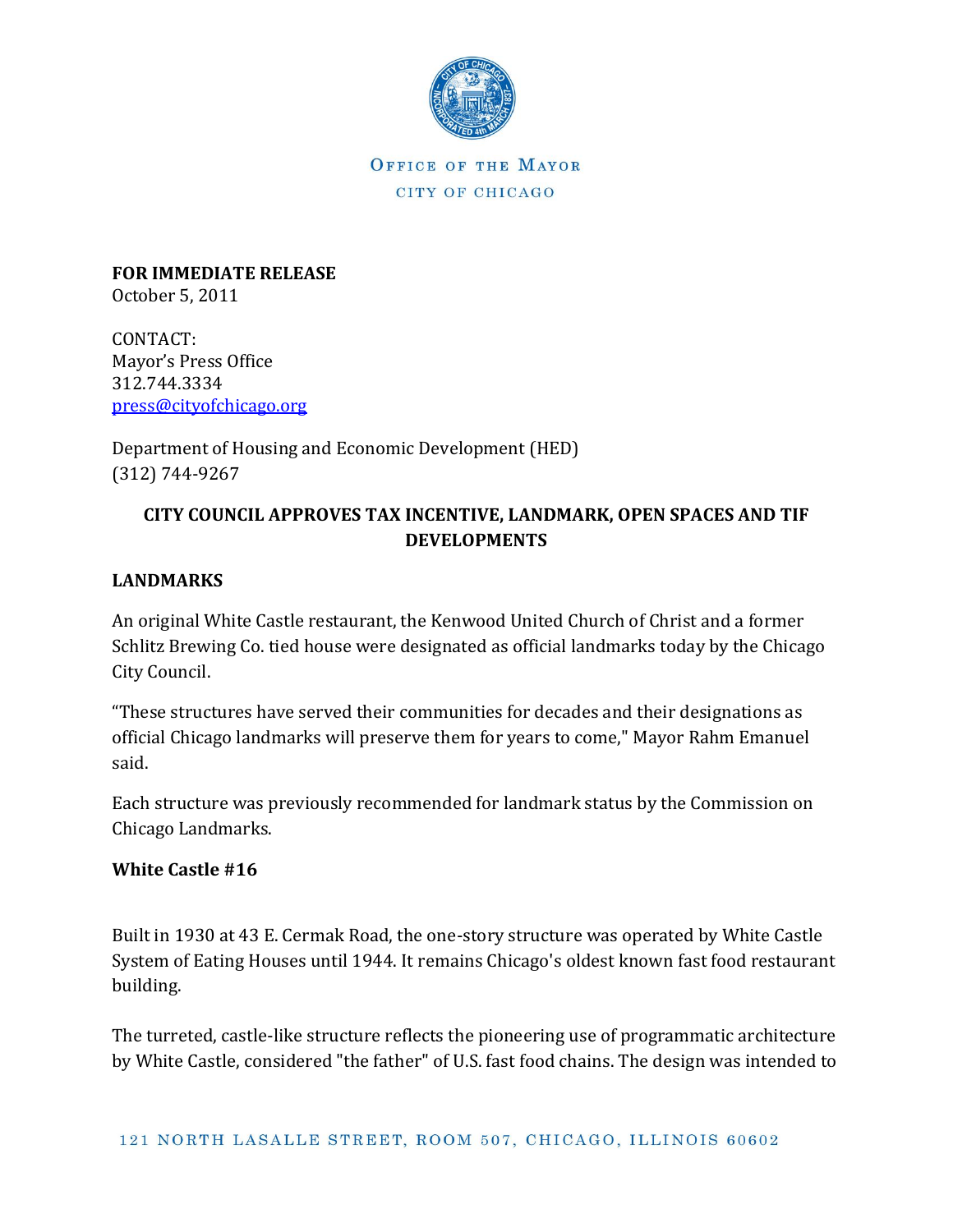OFFICE OF THE MAYOR

CITY OF CHICAGO

**FOR IMMEDIATE RELEASE**
October 5, 2011

CONTACT:
Mayor's Press Office
312.744.3334
press@cityofchicago.org

Department of Housing and Economic Development (HED)
(312) 744-9267

## CITY COUNCIL APPROVES TAX INCENTIVE, LANDMARK, OPEN SPACES AND TIF DEVELOPMENTS

### LANDMARKS

An original White Castle restaurant, the Kenwood United Church of Christ and a former Schlitz Brewing Co. tied house were designated as official landmarks today by the Chicago City Council.

"These structures have served their communities for decades and their designations as official Chicago landmarks will preserve them for years to come," Mayor Rahm Emanuel said.

Each structure was previously recommended for landmark status by the Commission on Chicago Landmarks.

#### White Castle #16

Built in 1930 at 43 E. Cermak Road, the one-story structure was operated by White Castle System of Eating Houses until 1944. It remains Chicago's oldest known fast food restaurant building.

The turreted, castle-like structure reflects the pioneering use of programmatic architecture by White Castle, considered "the father" of U.S. fast food chains. The design was intended to

121 NORTH LASALLE STREET, ROOM 507, CHICAGO, ILLINOIS 60602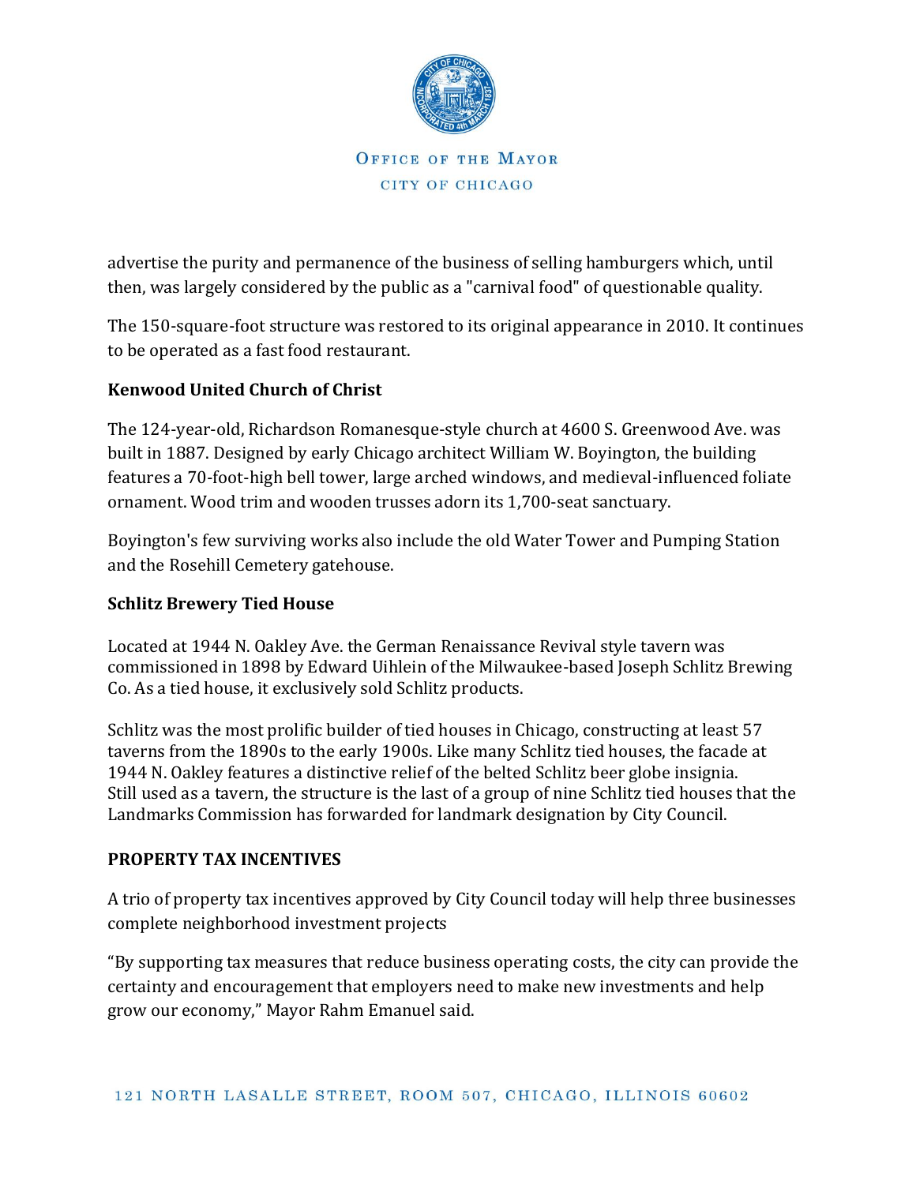advertise the purity and permanence of the business of selling hamburgers which, until then, was largely considered by the public as a "carnival food" of questionable quality.

The 150-square-foot structure was restored to its original appearance in 2010. It continues to be operated as a fast food restaurant.

**Kenwood United Church of Christ**

The 124-year-old, Richardson Romanesque-style church at 4600 S. Greenwood Ave. was built in 1887. Designed by early Chicago architect William W. Boyington, the building features a 70-foot-high bell tower, large arched windows, and medieval-influenced foliate ornament. Wood trim and wooden trusses adorn its 1,700-seat sanctuary.

Boyington's few surviving works also include the old Water Tower and Pumping Station and the Rosehill Cemetery gatehouse.

**Schlitz Brewery Tied House**

Located at 1944 N. Oakley Ave. the German Renaissance Revival style tavern was commissioned in 1898 by Edward Uihlein of the Milwaukee-based Joseph Schlitz Brewing Co. As a tied house, it exclusively sold Schlitz products.

Schlitz was the most prolific builder of tied houses in Chicago, constructing at least 57 taverns from the 1890s to the early 1900s. Like many Schlitz tied houses, the facade at 1944 N. Oakley features a distinctive relief of the belted Schlitz beer globe insignia. Still used as a tavern, the structure is the last of a group of nine Schlitz tied houses that the Landmarks Commission has forwarded for landmark designation by City Council.

**PROPERTY TAX INCENTIVES**

A trio of property tax incentives approved by City Council today will help three businesses complete neighborhood investment projects

"By supporting tax measures that reduce business operating costs, the city can provide the certainty and encouragement that employers need to make new investments and help grow our economy," Mayor Rahm Emanuel said.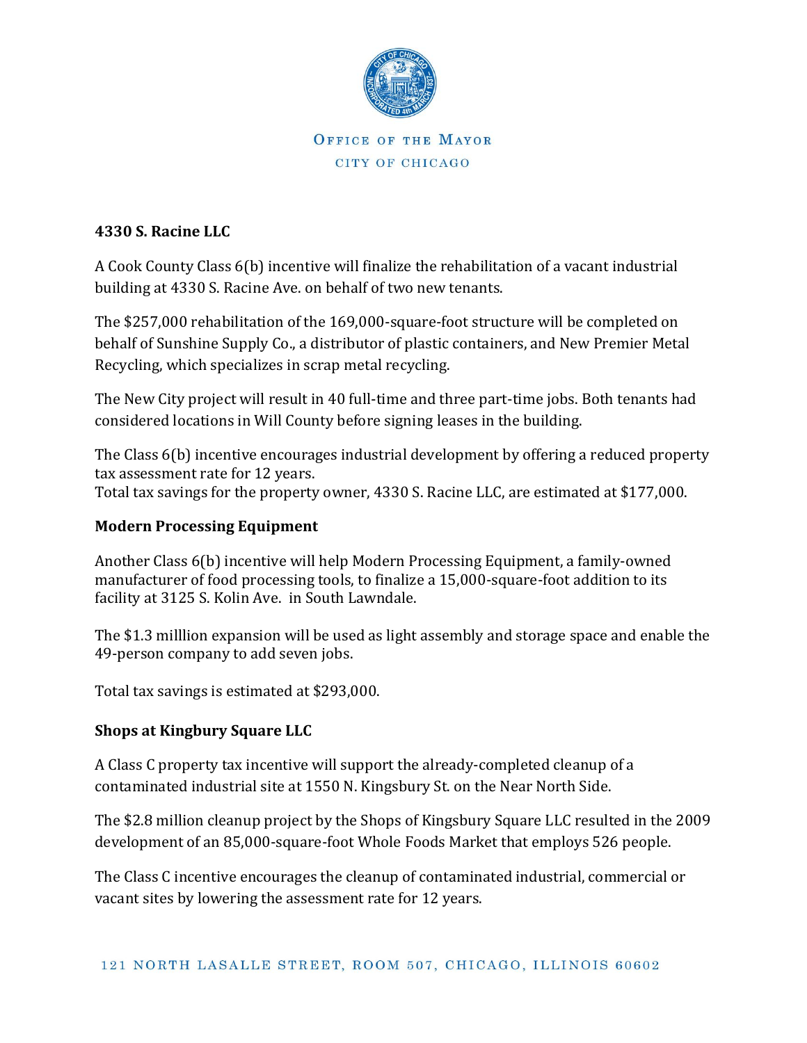**4330 S. Racine LLC**

A Cook County Class 6(b) incentive will finalize the rehabilitation of a vacant industrial building at 4330 S. Racine Ave. on behalf of two new tenants.

The $257,000 rehabilitation of the 169,000-square-foot structure will be completed on behalf of Sunshine Supply Co., a distributor of plastic containers, and New Premier Metal Recycling, which specializes in scrap metal recycling.

The New City project will result in 40 full-time and three part-time jobs. Both tenants had considered locations in Will County before signing leases in the building.

The Class 6(b) incentive encourages industrial development by offering a reduced property tax assessment rate for 12 years.
Total tax savings for the property owner, 4330 S. Racine LLC, are estimated at $177,000.

**Modern Processing Equipment**

Another Class 6(b) incentive will help Modern Processing Equipment, a family-owned manufacturer of food processing tools, to finalize a 15,000-square-foot addition to its facility at 3125 S. Kolin Ave. in South Lawndale.

The $1.3 milllion expansion will be used as light assembly and storage space and enable the 49-person company to add seven jobs.

Total tax savings is estimated at $293,000.

**Shops at Kingbury Square LLC**

A Class C property tax incentive will support the already-completed cleanup of a contaminated industrial site at 1550 N. Kingsbury St. on the Near North Side.

The $2.8 million cleanup project by the Shops of Kingsbury Square LLC resulted in the 2009 development of an 85,000-square-foot Whole Foods Market that employs 526 people.

The Class C incentive encourages the cleanup of contaminated industrial, commercial or vacant sites by lowering the assessment rate for 12 years.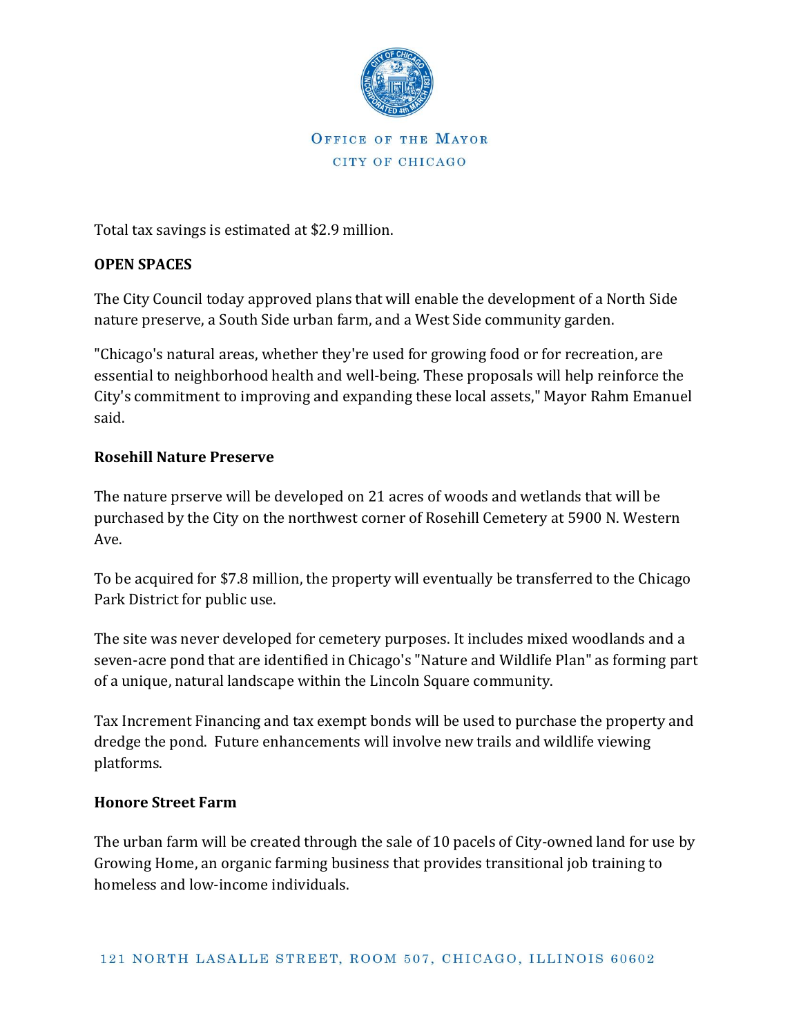Total tax savings is estimated at $2.9 million.

**OPEN SPACES**

The City Council today approved plans that will enable the development of a North Side nature preserve, a South Side urban farm, and a West Side community garden.

"Chicago's natural areas, whether they're used for growing food or for recreation, are essential to neighborhood health and well-being. These proposals will help reinforce the City's commitment to improving and expanding these local assets," Mayor Rahm Emanuel said.

**Rosehill Nature Preserve**

The nature prserve will be developed on 21 acres of woods and wetlands that will be purchased by the City on the northwest corner of Rosehill Cemetery at 5900 N. Western Ave.

To be acquired for $7.8 million, the property will eventually be transferred to the Chicago Park District for public use.

The site was never developed for cemetery purposes. It includes mixed woodlands and a seven-acre pond that are identified in Chicago's "Nature and Wildlife Plan" as forming part of a unique, natural landscape within the Lincoln Square community.

Tax Increment Financing and tax exempt bonds will be used to purchase the property and dredge the pond. Future enhancements will involve new trails and wildlife viewing platforms.

**Honore Street Farm**

The urban farm will be created through the sale of 10 pacels of City-owned land for use by Growing Home, an organic farming business that provides transitional job training to homeless and low-income individuals.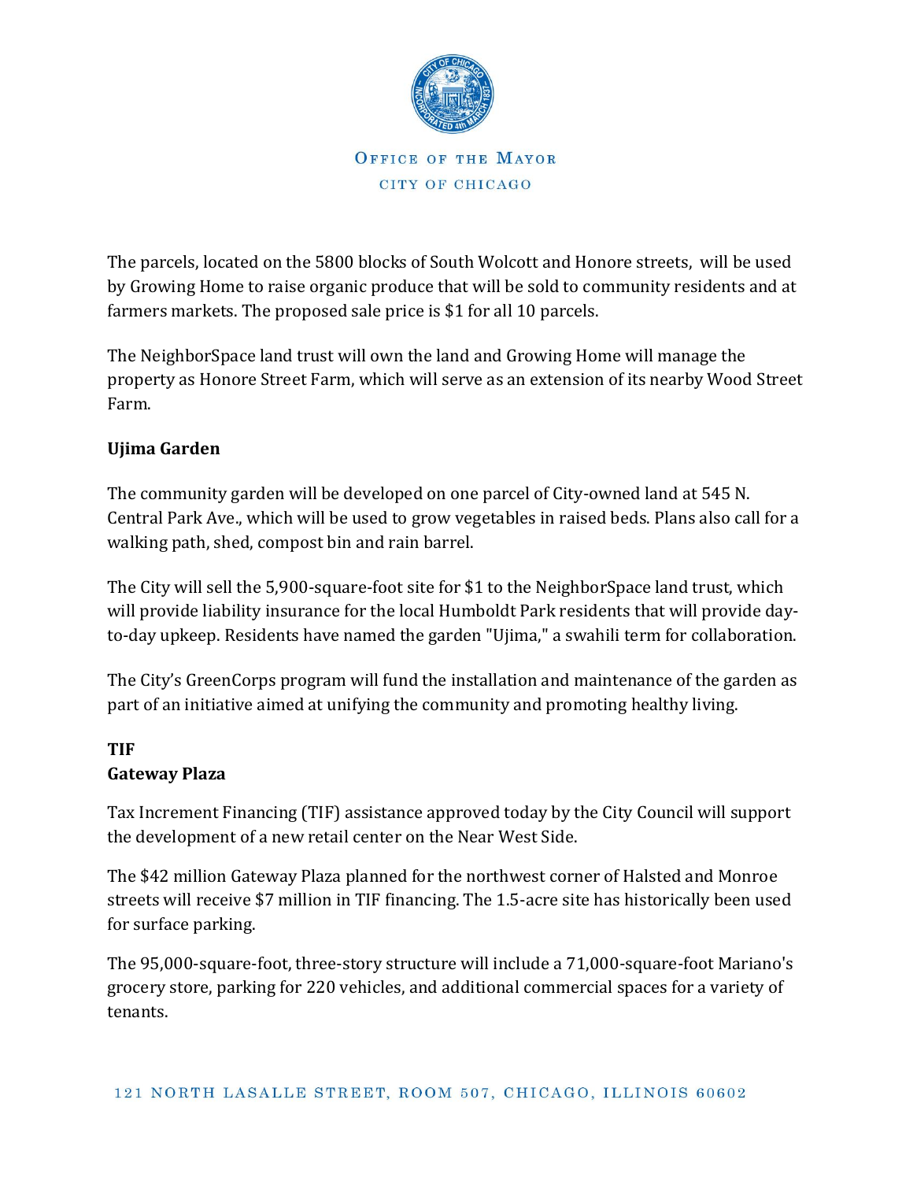The parcels, located on the 5800 blocks of South Wolcott and Honore streets,  will be used by Growing Home to raise organic produce that will be sold to community residents and at farmers markets. The proposed sale price is $1 for all 10 parcels.

The NeighborSpace land trust will own the land and Growing Home will manage the property as Honore Street Farm, which will serve as an extension of its nearby Wood Street Farm.

**Ujima Garden**

The community garden will be developed on one parcel of City-owned land at 545 N. Central Park Ave., which will be used to grow vegetables in raised beds. Plans also call for a walking path, shed, compost bin and rain barrel.

The City will sell the 5,900-square-foot site for $1 to the NeighborSpace land trust, which will provide liability insurance for the local Humboldt Park residents that will provide day-to-day upkeep. Residents have named the garden "Ujima," a swahili term for collaboration.

The City's GreenCorps program will fund the installation and maintenance of the garden as part of an initiative aimed at unifying the community and promoting healthy living.

**TIF**

**Gateway Plaza**

Tax Increment Financing (TIF) assistance approved today by the City Council will support the development of a new retail center on the Near West Side.

The $42 million Gateway Plaza planned for the northwest corner of Halsted and Monroe streets will receive $7 million in TIF financing. The 1.5-acre site has historically been used for surface parking.

The 95,000-square-foot, three-story structure will include a 71,000-square-foot Mariano's grocery store, parking for 220 vehicles, and additional commercial spaces for a variety of tenants.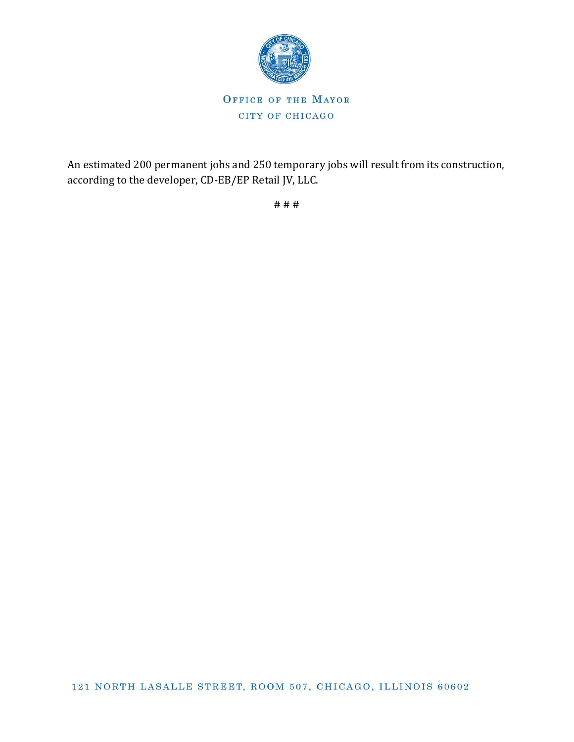An estimated 200 permanent jobs and 250 temporary jobs will result from its construction, according to the developer, CD-EB/EP Retail JV, LLC.

# # #